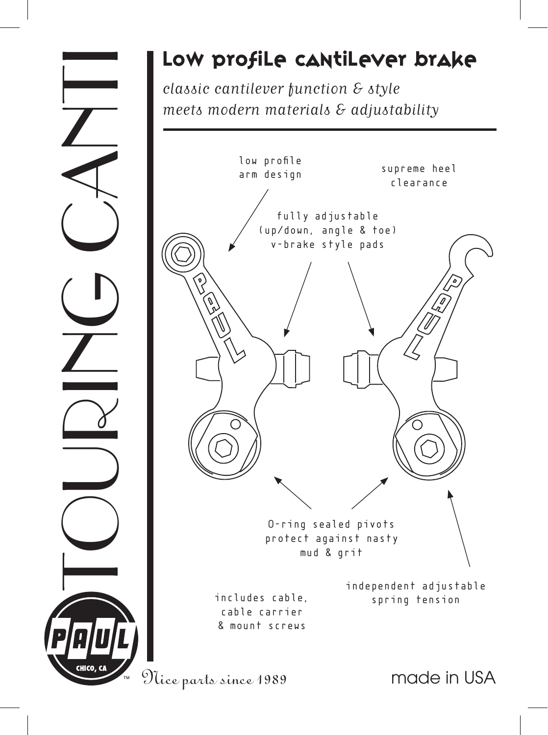# TOURING CANTI

## Low profile cantilever brake

*classic cantilever function & style*
*meets modern materials & adjustability*

low profile arm design

supreme heel clearance

fully adjustable (up/down, angle & toe) v-brake style pads

O-ring sealed pivots protect against nasty mud & grit

independent adjustable spring tension

includes cable, cable carrier & mount screws

PAUL CHICO, CA ™

*Nice parts since 1989*

made in USA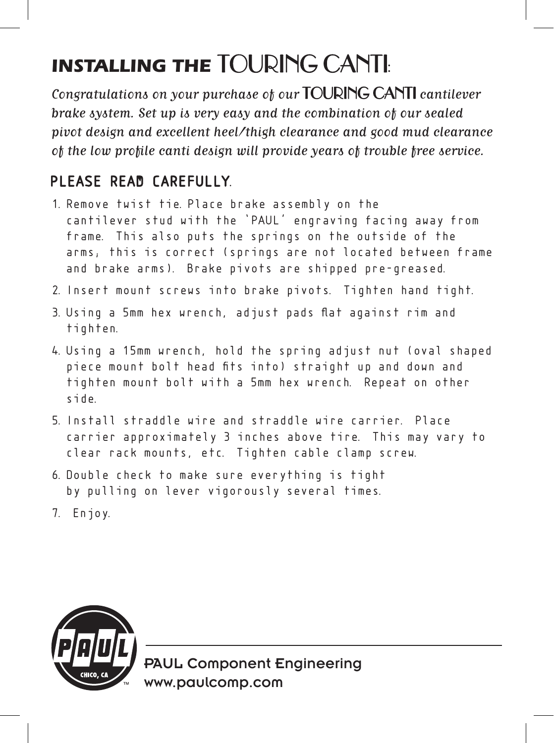# INSTALLING THE TOURING CANTI:

*Congratulations on your purchase of our* **TOURING CANTI** *cantilever brake system. Set up is very easy and the combination of our sealed pivot design and excellent heel/thigh clearance and good mud clearance of the low profile canti design will provide years of trouble free service.*

## PLEASE READ CAREFULLY.

1. Remove twist tie. Place brake assembly on the cantilever stud with the 'PAUL' engraving facing away from frame. This also puts the springs on the outside of the arms; this is correct (springs are not located between frame and brake arms). Brake pivots are shipped pre-greased.
2. Insert mount screws into brake pivots. Tighten hand tight.
3. Using a 5mm hex wrench, adjust pads flat against rim and tighten.
4. Using a 15mm wrench, hold the spring adjust nut (oval shaped piece mount bolt head fits into) straight up and down and tighten mount bolt with a 5mm hex wrench. Repeat on other side.
5. Install straddle wire and straddle wire carrier. Place carrier approximately 3 inches above tire. This may vary to clear rack mounts, etc. Tighten cable clamp screw.
6. Double check to make sure everything is tight by pulling on lever vigorously several times.
7. Enjoy.

PAUL
CHICO, CA
™

PAUL Component Engineering
www.paulcomp.com